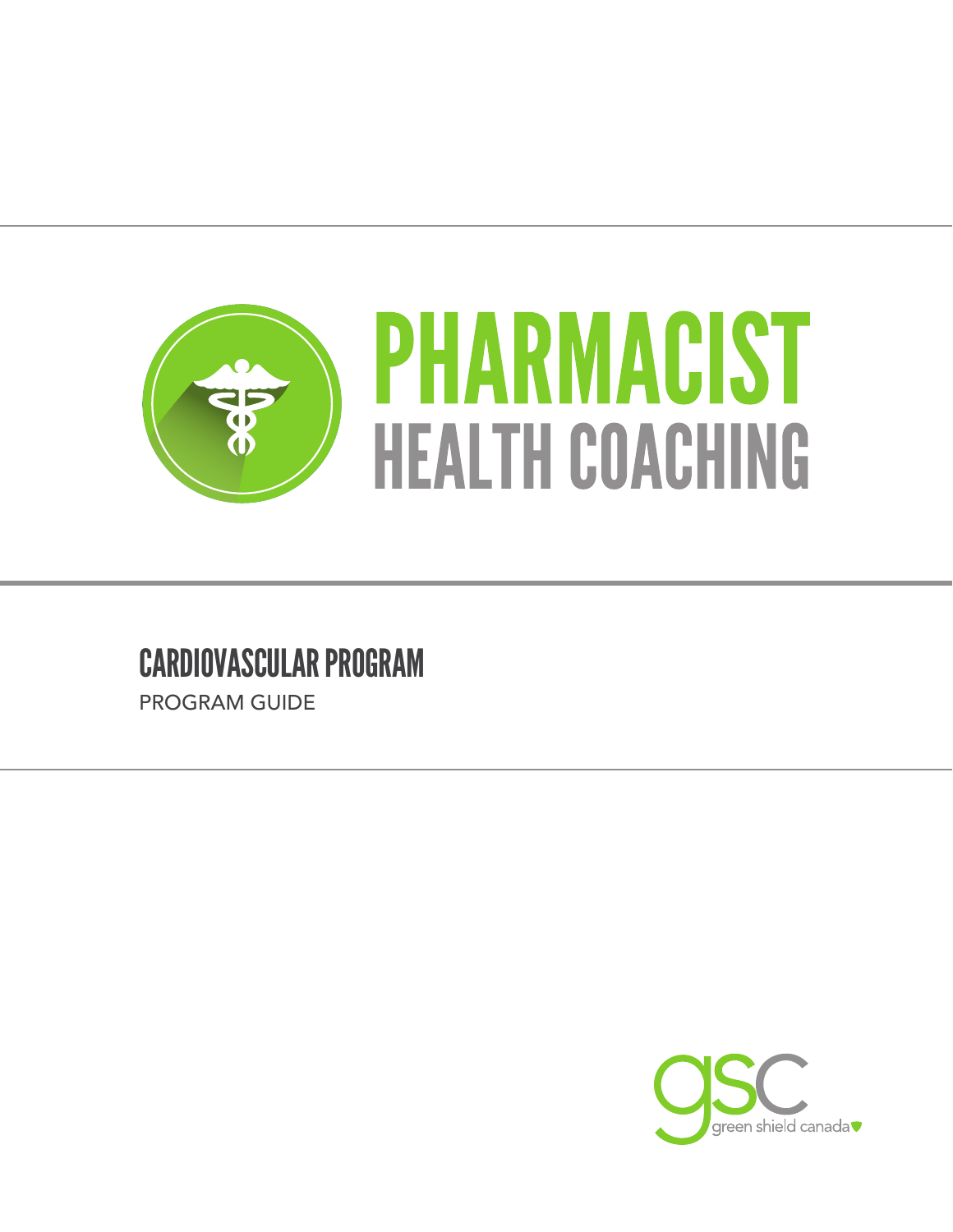# PHARMACIST HEALTH COACHING

## CARDIOVASCULAR PROGRAM

PROGRAM GUIDE

green shield canada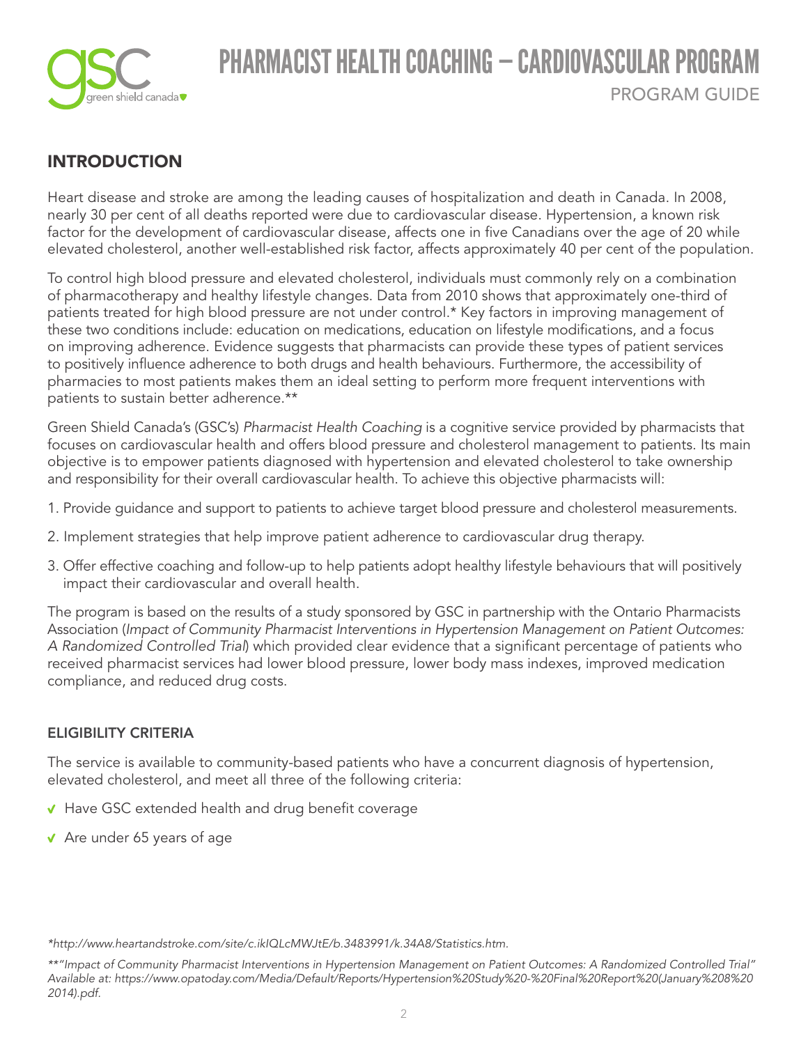# PHARMACIST HEALTH COACHING – CARDIOVASCULAR PROGRAM

PROGRAM GUIDE

## INTRODUCTION

Heart disease and stroke are among the leading causes of hospitalization and death in Canada. In 2008, nearly 30 per cent of all deaths reported were due to cardiovascular disease. Hypertension, a known risk factor for the development of cardiovascular disease, affects one in five Canadians over the age of 20 while elevated cholesterol, another well-established risk factor, affects approximately 40 per cent of the population.

To control high blood pressure and elevated cholesterol, individuals must commonly rely on a combination of pharmacotherapy and healthy lifestyle changes. Data from 2010 shows that approximately one-third of patients treated for high blood pressure are not under control.* Key factors in improving management of these two conditions include: education on medications, education on lifestyle modifications, and a focus on improving adherence. Evidence suggests that pharmacists can provide these types of patient services to positively influence adherence to both drugs and health behaviours. Furthermore, the accessibility of pharmacies to most patients makes them an ideal setting to perform more frequent interventions with patients to sustain better adherence.**

Green Shield Canada's (GSC's) *Pharmacist Health Coaching* is a cognitive service provided by pharmacists that focuses on cardiovascular health and offers blood pressure and cholesterol management to patients. Its main objective is to empower patients diagnosed with hypertension and elevated cholesterol to take ownership and responsibility for their overall cardiovascular health. To achieve this objective pharmacists will:

1. Provide guidance and support to patients to achieve target blood pressure and cholesterol measurements.
2. Implement strategies that help improve patient adherence to cardiovascular drug therapy.
3. Offer effective coaching and follow-up to help patients adopt healthy lifestyle behaviours that will positively impact their cardiovascular and overall health.

The program is based on the results of a study sponsored by GSC in partnership with the Ontario Pharmacists Association (*Impact of Community Pharmacist Interventions in Hypertension Management on Patient Outcomes: A Randomized Controlled Trial*) which provided clear evidence that a significant percentage of patients who received pharmacist services had lower blood pressure, lower body mass indexes, improved medication compliance, and reduced drug costs.

### ELIGIBILITY CRITERIA

The service is available to community-based patients who have a concurrent diagnosis of hypertension, elevated cholesterol, and meet all three of the following criteria:

- Have GSC extended health and drug benefit coverage
- Are under 65 years of age

*\*http://www.heartandstroke.com/site/c.ikIQLcMWJtE/b.3483991/k.34A8/Statistics.htm.*

*\*\*"Impact of Community Pharmacist Interventions in Hypertension Management on Patient Outcomes: A Randomized Controlled Trial" Available at: https://www.opatoday.com/Media/Default/Reports/Hypertension%20Study%20-%20Final%20Report%20(January%208%20 2014).pdf.*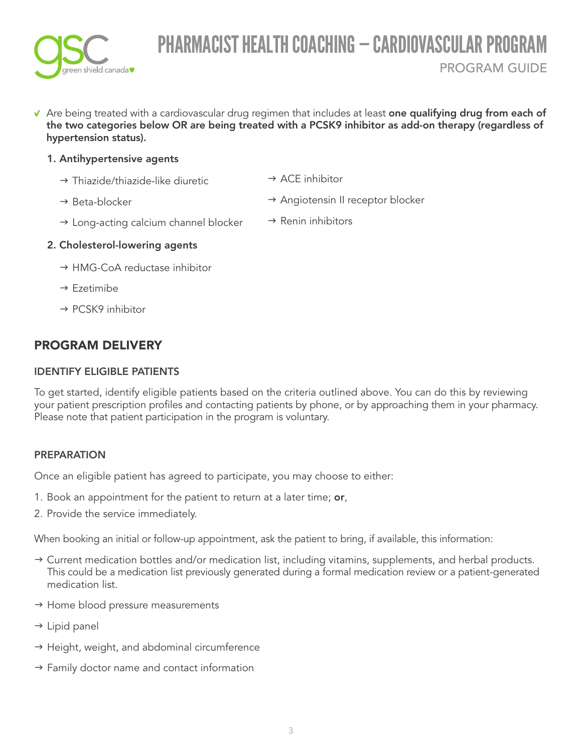- ✔ Are being treated with a cardiovascular drug regimen that includes at least **one qualifying drug from each of the two categories below OR are being treated with a PCSK9 inhibitor as add-on therapy (regardless of hypertension status).**

  1. **Antihypertensive agents**
     - → Thiazide/thiazide-like diuretic
     - → Beta-blocker
     - → Long-acting calcium channel blocker
     - → ACE inhibitor
     - → Angiotensin II receptor blocker
     - → Renin inhibitors
  2. **Cholesterol-lowering agents**
     - → HMG-CoA reductase inhibitor
     - → Ezetimibe
     - → PCSK9 inhibitor

## PROGRAM DELIVERY

### IDENTIFY ELIGIBLE PATIENTS

To get started, identify eligible patients based on the criteria outlined above. You can do this by reviewing your patient prescription profiles and contacting patients by phone, or by approaching them in your pharmacy. Please note that patient participation in the program is voluntary.

### PREPARATION

Once an eligible patient has agreed to participate, you may choose to either:

1. Book an appointment for the patient to return at a later time; **or**,
2. Provide the service immediately.

When booking an initial or follow-up appointment, ask the patient to bring, if available, this information:

- → Current medication bottles and/or medication list, including vitamins, supplements, and herbal products. This could be a medication list previously generated during a formal medication review or a patient-generated medication list.
- → Home blood pressure measurements
- → Lipid panel
- → Height, weight, and abdominal circumference
- → Family doctor name and contact information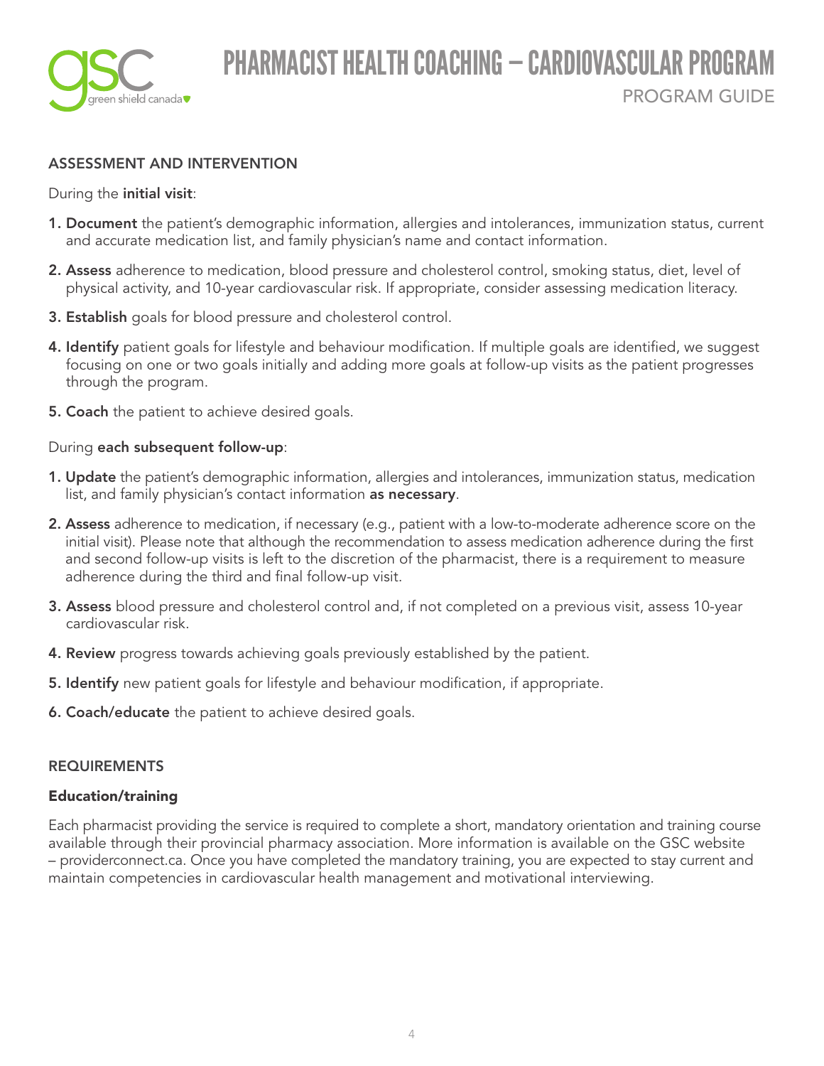## ASSESSMENT AND INTERVENTION

During the **initial visit**:

1. **Document** the patient's demographic information, allergies and intolerances, immunization status, current and accurate medication list, and family physician's name and contact information.
2. **Assess** adherence to medication, blood pressure and cholesterol control, smoking status, diet, level of physical activity, and 10-year cardiovascular risk. If appropriate, consider assessing medication literacy.
3. **Establish** goals for blood pressure and cholesterol control.
4. **Identify** patient goals for lifestyle and behaviour modification. If multiple goals are identified, we suggest focusing on one or two goals initially and adding more goals at follow-up visits as the patient progresses through the program.
5. **Coach** the patient to achieve desired goals.

During **each subsequent follow-up**:

1. **Update** the patient's demographic information, allergies and intolerances, immunization status, medication list, and family physician's contact information **as necessary**.
2. **Assess** adherence to medication, if necessary (e.g., patient with a low-to-moderate adherence score on the initial visit). Please note that although the recommendation to assess medication adherence during the first and second follow-up visits is left to the discretion of the pharmacist, there is a requirement to measure adherence during the third and final follow-up visit.
3. **Assess** blood pressure and cholesterol control and, if not completed on a previous visit, assess 10-year cardiovascular risk.
4. **Review** progress towards achieving goals previously established by the patient.
5. **Identify** new patient goals for lifestyle and behaviour modification, if appropriate.
6. **Coach/educate** the patient to achieve desired goals.

## REQUIREMENTS

### Education/training

Each pharmacist providing the service is required to complete a short, mandatory orientation and training course available through their provincial pharmacy association. More information is available on the GSC website – providerconnect.ca. Once you have completed the mandatory training, you are expected to stay current and maintain competencies in cardiovascular health management and motivational interviewing.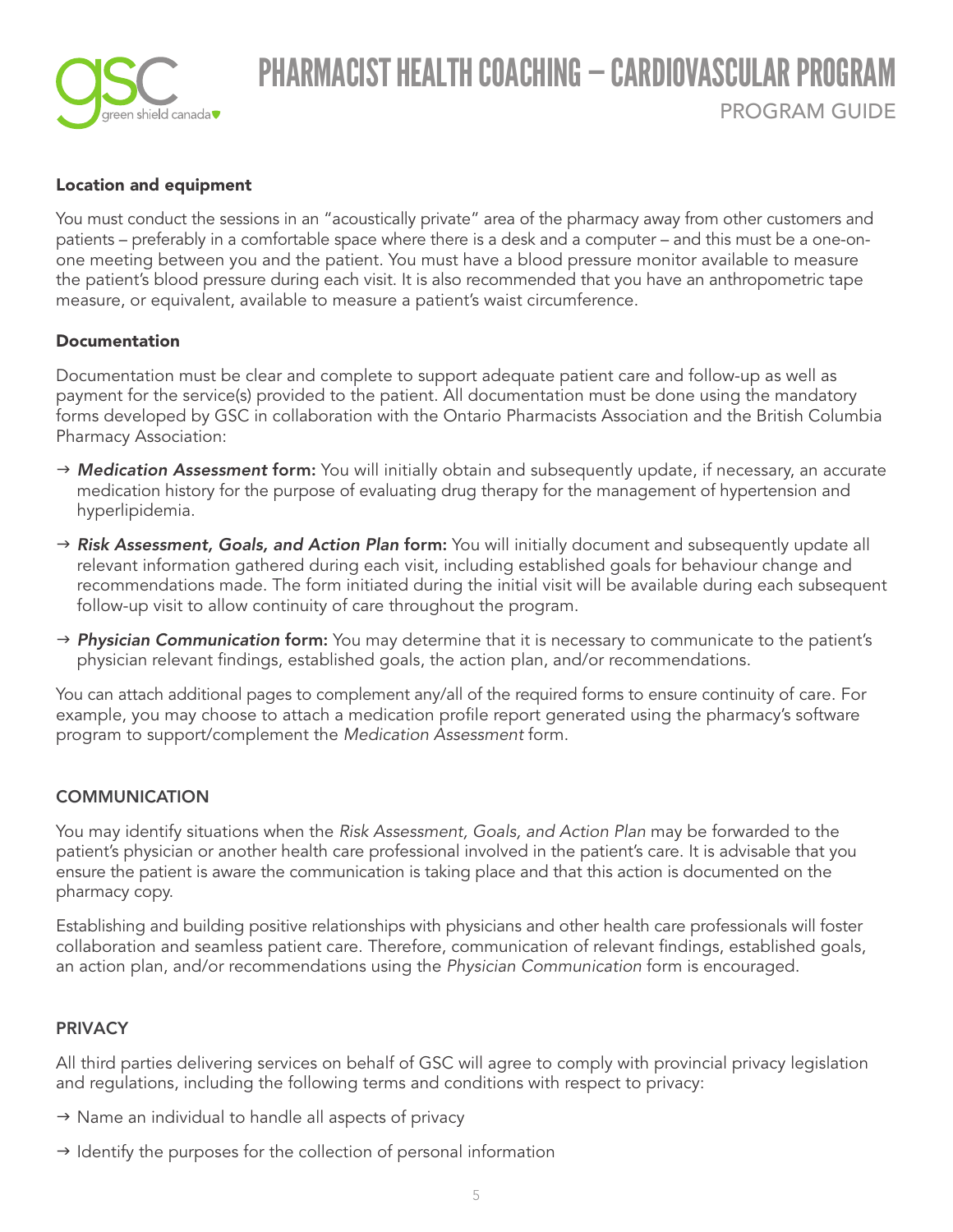### Location and equipment

You must conduct the sessions in an "acoustically private" area of the pharmacy away from other customers and patients – preferably in a comfortable space where there is a desk and a computer – and this must be a one-on-one meeting between you and the patient. You must have a blood pressure monitor available to measure the patient's blood pressure during each visit. It is also recommended that you have an anthropometric tape measure, or equivalent, available to measure a patient's waist circumference.

### Documentation

Documentation must be clear and complete to support adequate patient care and follow-up as well as payment for the service(s) provided to the patient. All documentation must be done using the mandatory forms developed by GSC in collaboration with the Ontario Pharmacists Association and the British Columbia Pharmacy Association:

- → ***Medication Assessment* form:** You will initially obtain and subsequently update, if necessary, an accurate medication history for the purpose of evaluating drug therapy for the management of hypertension and hyperlipidemia.
- → ***Risk Assessment, Goals, and Action Plan* form:** You will initially document and subsequently update all relevant information gathered during each visit, including established goals for behaviour change and recommendations made. The form initiated during the initial visit will be available during each subsequent follow-up visit to allow continuity of care throughout the program.
- → ***Physician Communication* form:** You may determine that it is necessary to communicate to the patient's physician relevant findings, established goals, the action plan, and/or recommendations.

You can attach additional pages to complement any/all of the required forms to ensure continuity of care. For example, you may choose to attach a medication profile report generated using the pharmacy's software program to support/complement the *Medication Assessment* form.

## COMMUNICATION

You may identify situations when the *Risk Assessment, Goals, and Action Plan* may be forwarded to the patient's physician or another health care professional involved in the patient's care. It is advisable that you ensure the patient is aware the communication is taking place and that this action is documented on the pharmacy copy.

Establishing and building positive relationships with physicians and other health care professionals will foster collaboration and seamless patient care. Therefore, communication of relevant findings, established goals, an action plan, and/or recommendations using the *Physician Communication* form is encouraged.

## PRIVACY

All third parties delivering services on behalf of GSC will agree to comply with provincial privacy legislation and regulations, including the following terms and conditions with respect to privacy:

- → Name an individual to handle all aspects of privacy
- → Identify the purposes for the collection of personal information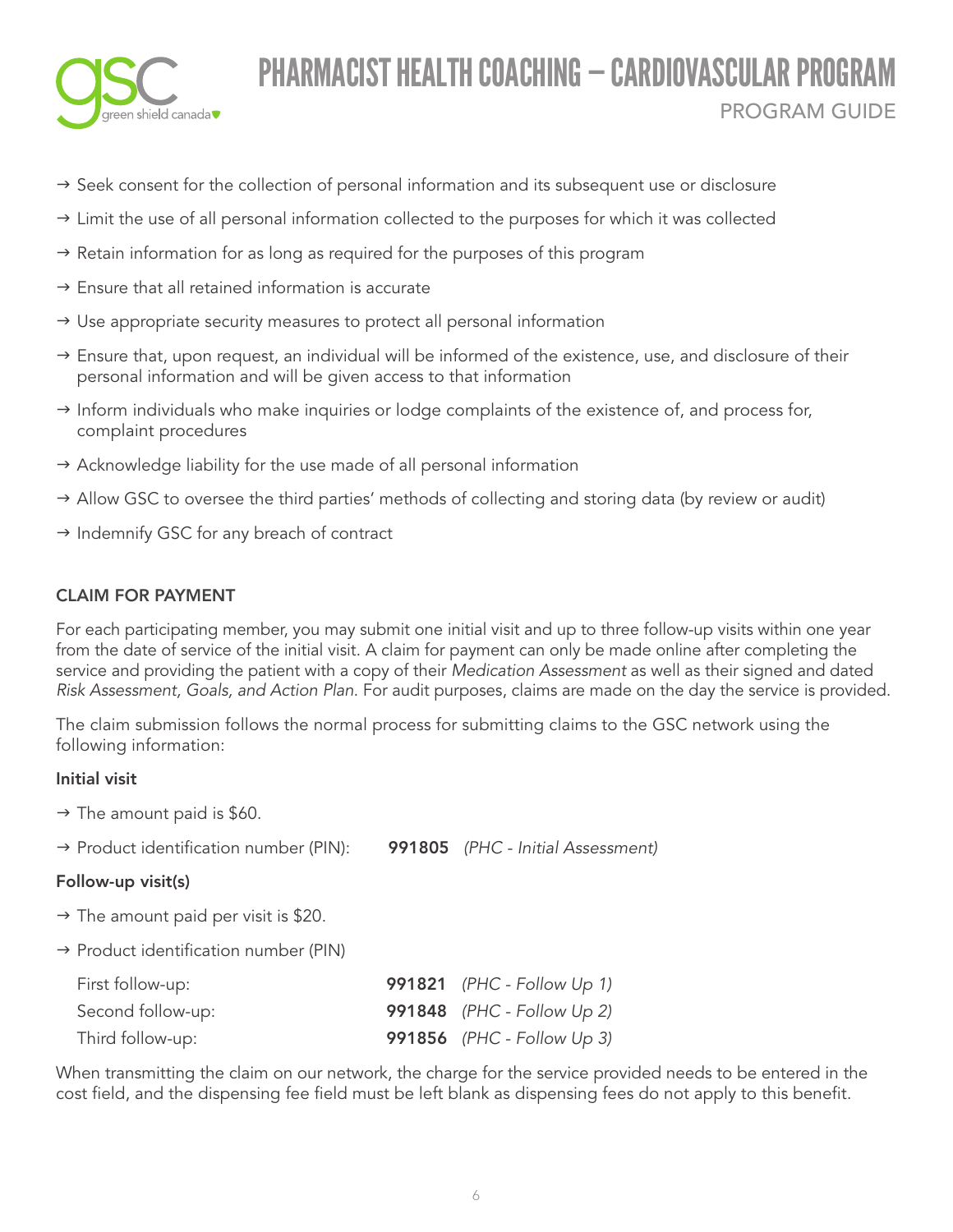- → Seek consent for the collection of personal information and its subsequent use or disclosure
- → Limit the use of all personal information collected to the purposes for which it was collected
- → Retain information for as long as required for the purposes of this program
- → Ensure that all retained information is accurate
- → Use appropriate security measures to protect all personal information
- → Ensure that, upon request, an individual will be informed of the existence, use, and disclosure of their personal information and will be given access to that information
- → Inform individuals who make inquiries or lodge complaints of the existence of, and process for, complaint procedures
- → Acknowledge liability for the use made of all personal information
- → Allow GSC to oversee the third parties' methods of collecting and storing data (by review or audit)
- → Indemnify GSC for any breach of contract

### CLAIM FOR PAYMENT

For each participating member, you may submit one initial visit and up to three follow-up visits within one year from the date of service of the initial visit. A claim for payment can only be made online after completing the service and providing the patient with a copy of their *Medication Assessment* as well as their signed and dated *Risk Assessment, Goals, and Action Plan*. For audit purposes, claims are made on the day the service is provided.

The claim submission follows the normal process for submitting claims to the GSC network using the following information:

#### Initial visit

- → The amount paid is $60.
- → Product identification number (PIN): **991805** *(PHC - Initial Assessment)*

#### Follow-up visit(s)

- → The amount paid per visit is $20.
- → Product identification number (PIN)

| | |
|---|---|
| First follow-up: | **991821** *(PHC - Follow Up 1)* |
| Second follow-up: | **991848** *(PHC - Follow Up 2)* |
| Third follow-up: | **991856** *(PHC - Follow Up 3)* |

When transmitting the claim on our network, the charge for the service provided needs to be entered in the cost field, and the dispensing fee field must be left blank as dispensing fees do not apply to this benefit.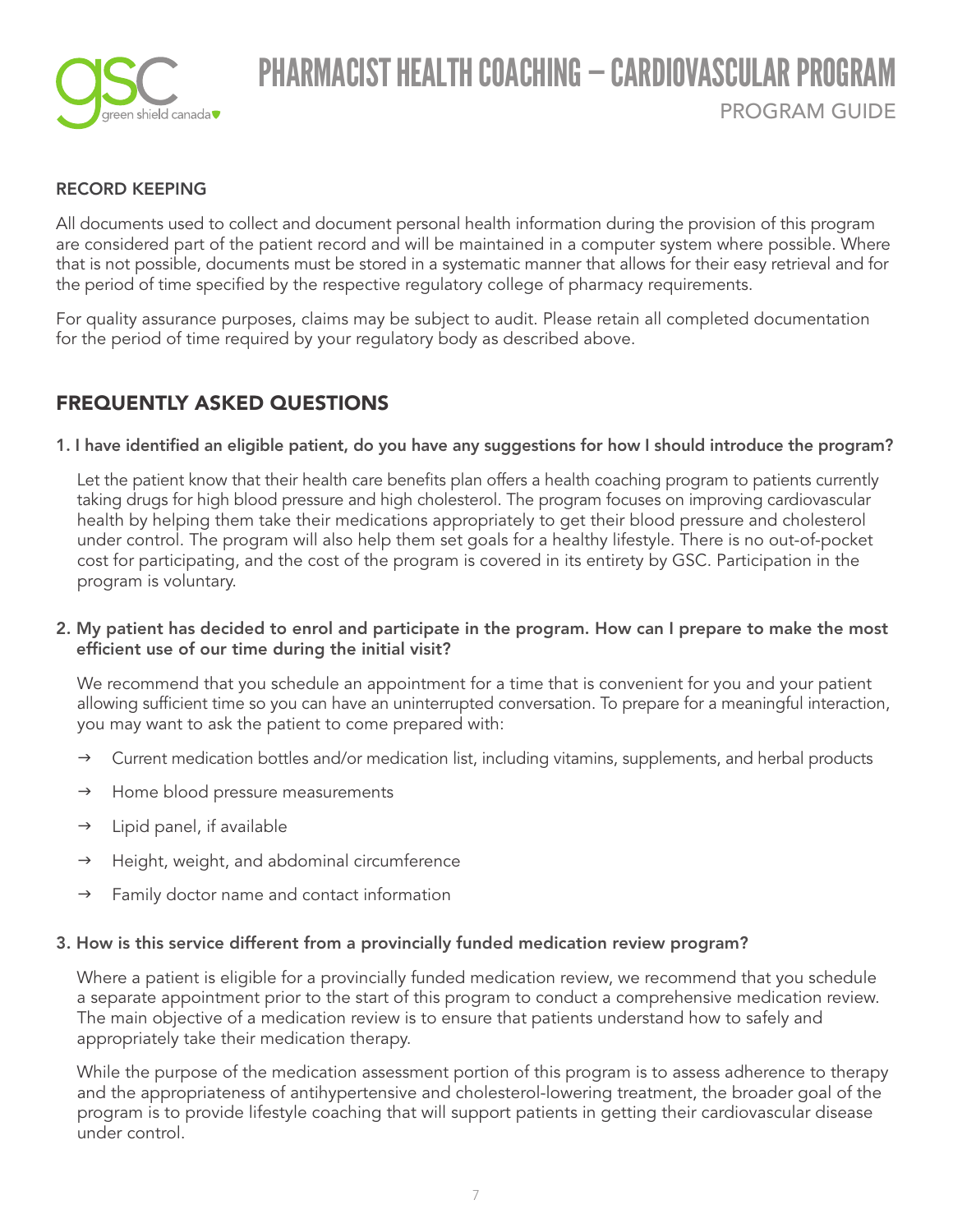### RECORD KEEPING

All documents used to collect and document personal health information during the provision of this program are considered part of the patient record and will be maintained in a computer system where possible. Where that is not possible, documents must be stored in a systematic manner that allows for their easy retrieval and for the period of time specified by the respective regulatory college of pharmacy requirements.

For quality assurance purposes, claims may be subject to audit. Please retain all completed documentation for the period of time required by your regulatory body as described above.

## FREQUENTLY ASKED QUESTIONS

**1. I have identified an eligible patient, do you have any suggestions for how I should introduce the program?**

Let the patient know that their health care benefits plan offers a health coaching program to patients currently taking drugs for high blood pressure and high cholesterol. The program focuses on improving cardiovascular health by helping them take their medications appropriately to get their blood pressure and cholesterol under control. The program will also help them set goals for a healthy lifestyle. There is no out-of-pocket cost for participating, and the cost of the program is covered in its entirety by GSC. Participation in the program is voluntary.

**2. My patient has decided to enrol and participate in the program. How can I prepare to make the most efficient use of our time during the initial visit?**

We recommend that you schedule an appointment for a time that is convenient for you and your patient allowing sufficient time so you can have an uninterrupted conversation. To prepare for a meaningful interaction, you may want to ask the patient to come prepared with:

- → Current medication bottles and/or medication list, including vitamins, supplements, and herbal products
- → Home blood pressure measurements
- → Lipid panel, if available
- → Height, weight, and abdominal circumference
- → Family doctor name and contact information

**3. How is this service different from a provincially funded medication review program?**

Where a patient is eligible for a provincially funded medication review, we recommend that you schedule a separate appointment prior to the start of this program to conduct a comprehensive medication review. The main objective of a medication review is to ensure that patients understand how to safely and appropriately take their medication therapy.

While the purpose of the medication assessment portion of this program is to assess adherence to therapy and the appropriateness of antihypertensive and cholesterol-lowering treatment, the broader goal of the program is to provide lifestyle coaching that will support patients in getting their cardiovascular disease under control.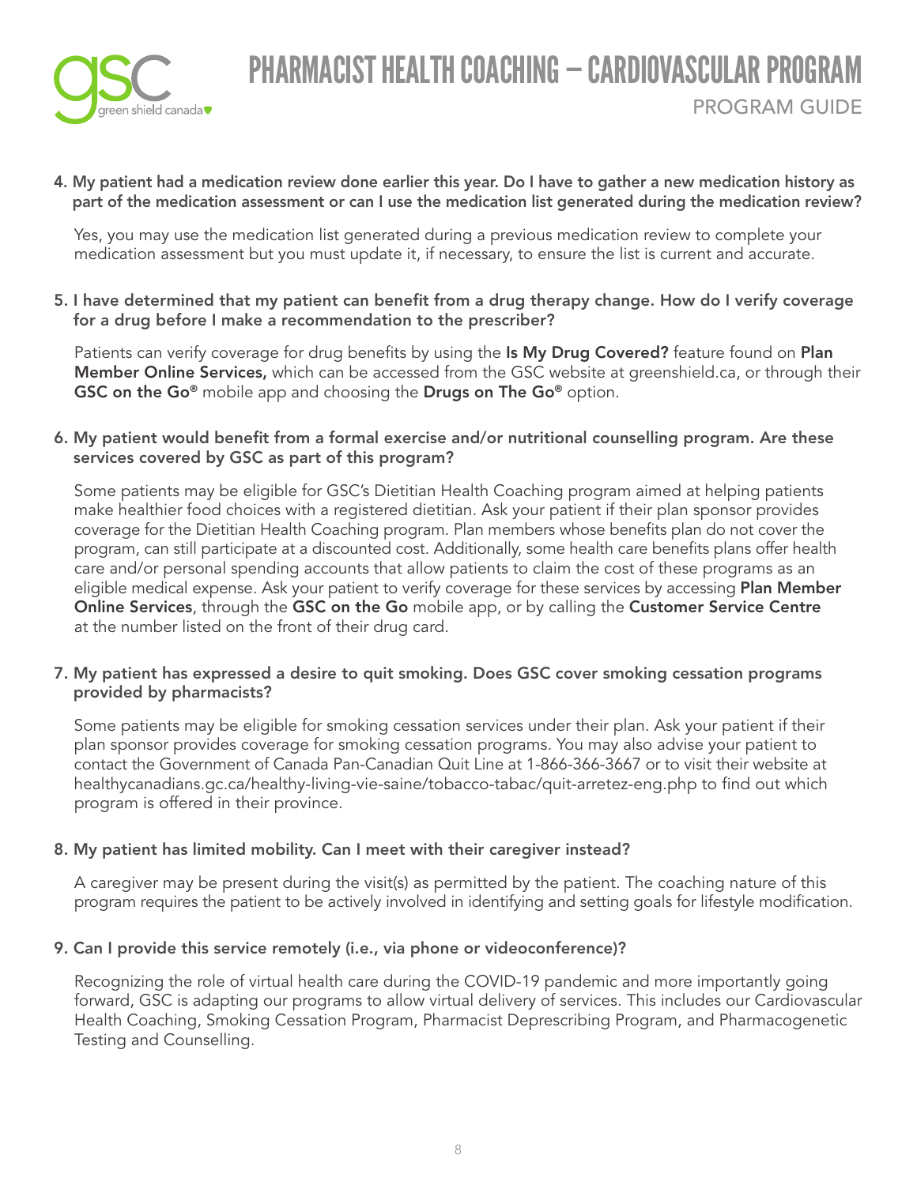4. **My patient had a medication review done earlier this year. Do I have to gather a new medication history as part of the medication assessment or can I use the medication list generated during the medication review?**

   Yes, you may use the medication list generated during a previous medication review to complete your medication assessment but you must update it, if necessary, to ensure the list is current and accurate.

5. **I have determined that my patient can benefit from a drug therapy change. How do I verify coverage for a drug before I make a recommendation to the prescriber?**

   Patients can verify coverage for drug benefits by using the **Is My Drug Covered?** feature found on **Plan Member Online Services,** which can be accessed from the GSC website at greenshield.ca, or through their **GSC on the Go®** mobile app and choosing the **Drugs on The Go®** option.

6. **My patient would benefit from a formal exercise and/or nutritional counselling program. Are these services covered by GSC as part of this program?**

   Some patients may be eligible for GSC's Dietitian Health Coaching program aimed at helping patients make healthier food choices with a registered dietitian. Ask your patient if their plan sponsor provides coverage for the Dietitian Health Coaching program. Plan members whose benefits plan do not cover the program, can still participate at a discounted cost. Additionally, some health care benefits plans offer health care and/or personal spending accounts that allow patients to claim the cost of these programs as an eligible medical expense. Ask your patient to verify coverage for these services by accessing **Plan Member Online Services**, through the **GSC on the Go** mobile app, or by calling the **Customer Service Centre** at the number listed on the front of their drug card.

7. **My patient has expressed a desire to quit smoking. Does GSC cover smoking cessation programs provided by pharmacists?**

   Some patients may be eligible for smoking cessation services under their plan. Ask your patient if their plan sponsor provides coverage for smoking cessation programs. You may also advise your patient to contact the Government of Canada Pan-Canadian Quit Line at 1-866-366-3667 or to visit their website at healthycanadians.gc.ca/healthy-living-vie-saine/tobacco-tabac/quit-arretez-eng.php to find out which program is offered in their province.

8. **My patient has limited mobility. Can I meet with their caregiver instead?**

   A caregiver may be present during the visit(s) as permitted by the patient. The coaching nature of this program requires the patient to be actively involved in identifying and setting goals for lifestyle modification.

9. **Can I provide this service remotely (i.e., via phone or videoconference)?**

   Recognizing the role of virtual health care during the COVID-19 pandemic and more importantly going forward, GSC is adapting our programs to allow virtual delivery of services. This includes our Cardiovascular Health Coaching, Smoking Cessation Program, Pharmacist Deprescribing Program, and Pharmacogenetic Testing and Counselling.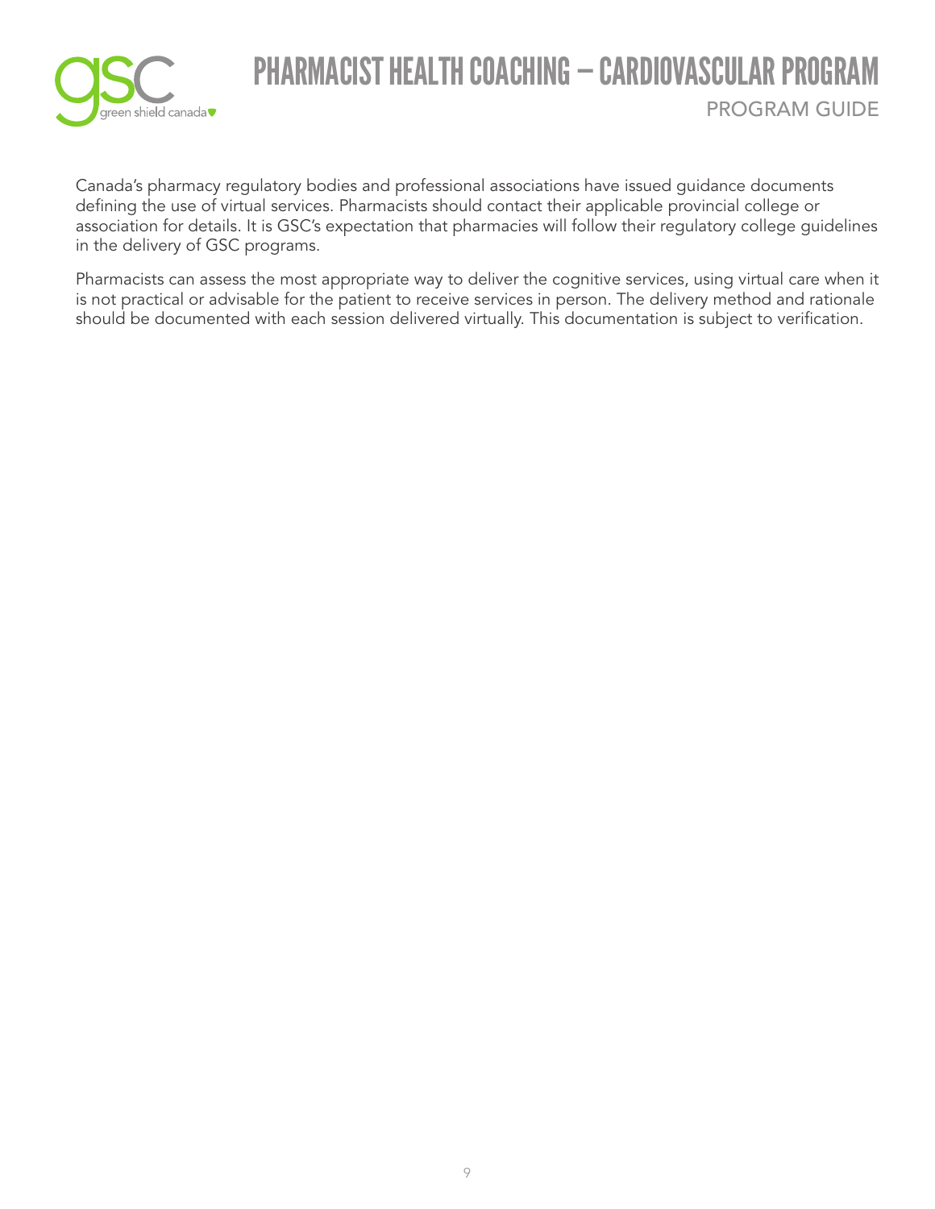Canada's pharmacy regulatory bodies and professional associations have issued guidance documents defining the use of virtual services. Pharmacists should contact their applicable provincial college or association for details. It is GSC's expectation that pharmacies will follow their regulatory college guidelines in the delivery of GSC programs.

Pharmacists can assess the most appropriate way to deliver the cognitive services, using virtual care when it is not practical or advisable for the patient to receive services in person. The delivery method and rationale should be documented with each session delivered virtually. This documentation is subject to verification.